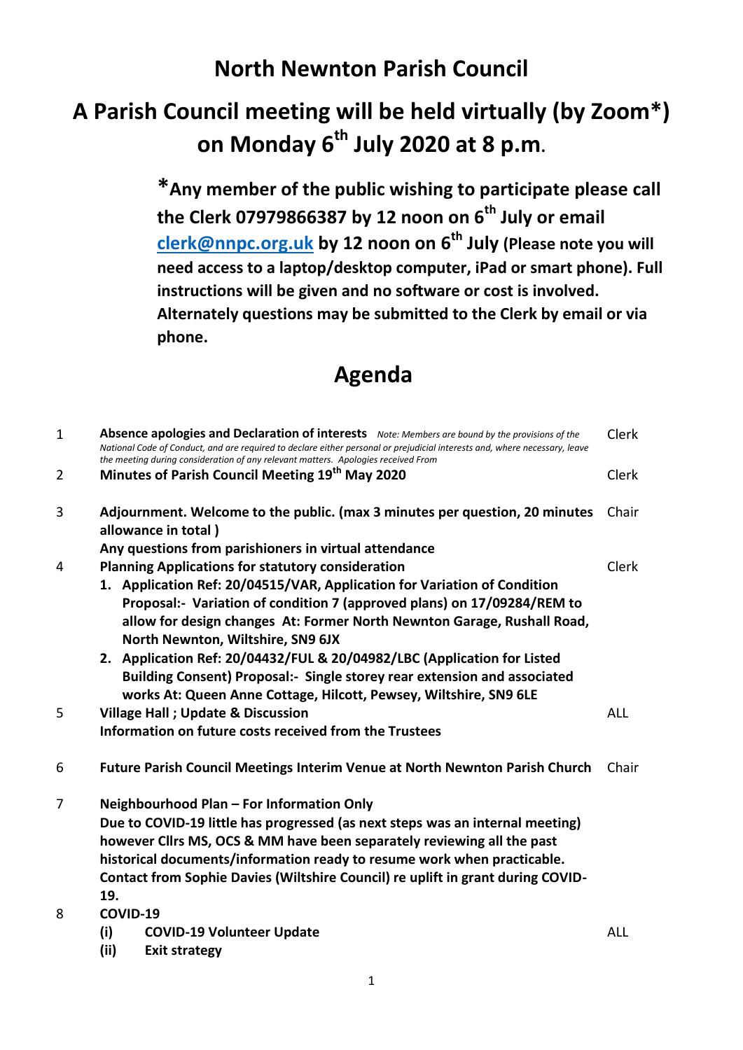# North Newnton Parish Council

# A Parish Council meeting will be held virtually (by Zoom*) on Monday 6th July 2020 at 8 p.m.

**\*Any member of the public wishing to participate please call the Clerk 07979866387 by 12 noon on 6th July or email [clerk@nnpc.org.uk](mailto:clerk@nnpc.org.uk) by 12 noon on 6th July (Please note you will need access to a laptop/desktop computer, iPad or smart phone). Full instructions will be given and no software or cost is involved. Alternately questions may be submitted to the Clerk by email or via phone.**

## Agenda

| | | |
|---|---|---|
| 1 | **Absence apologies and Declaration of interests** *Note: Members are bound by the provisions of the National Code of Conduct, and are required to declare either personal or prejudicial interests and, where necessary, leave the meeting during consideration of any relevant matters. Apologies received From* | Clerk |
| 2 | **Minutes of Parish Council Meeting 19th May 2020** | Clerk |
| 3 | **Adjournment. Welcome to the public. (max 3 minutes per question, 20 minutes allowance in total )**<br>**Any questions from parishioners in virtual attendance** | Chair |
| 4 | **Planning Applications for statutory consideration**<br>**1. Application Ref: 20/04515/VAR, Application for Variation of Condition Proposal:- Variation of condition 7 (approved plans) on 17/09284/REM to allow for design changes At: Former North Newnton Garage, Rushall Road, North Newnton, Wiltshire, SN9 6JX**<br>**2. Application Ref: 20/04432/FUL & 20/04982/LBC (Application for Listed Building Consent) Proposal:- Single storey rear extension and associated works At: Queen Anne Cottage, Hilcott, Pewsey, Wiltshire, SN9 6LE** | Clerk |
| 5 | **Village Hall ; Update & Discussion**<br>**Information on future costs received from the Trustees** | ALL |
| 6 | **Future Parish Council Meetings Interim Venue at North Newnton Parish Church** | Chair |
| 7 | **Neighbourhood Plan – For Information Only**<br>**Due to COVID-19 little has progressed (as next steps was an internal meeting) however Cllrs MS, OCS & MM have been separately reviewing all the past historical documents/information ready to resume work when practicable.**<br>**Contact from Sophie Davies (Wiltshire Council) re uplift in grant during COVID-19.** | |
| 8 | **COVID-19**<br>**(i) COVID-19 Volunteer Update**<br>**(ii) Exit strategy** | ALL |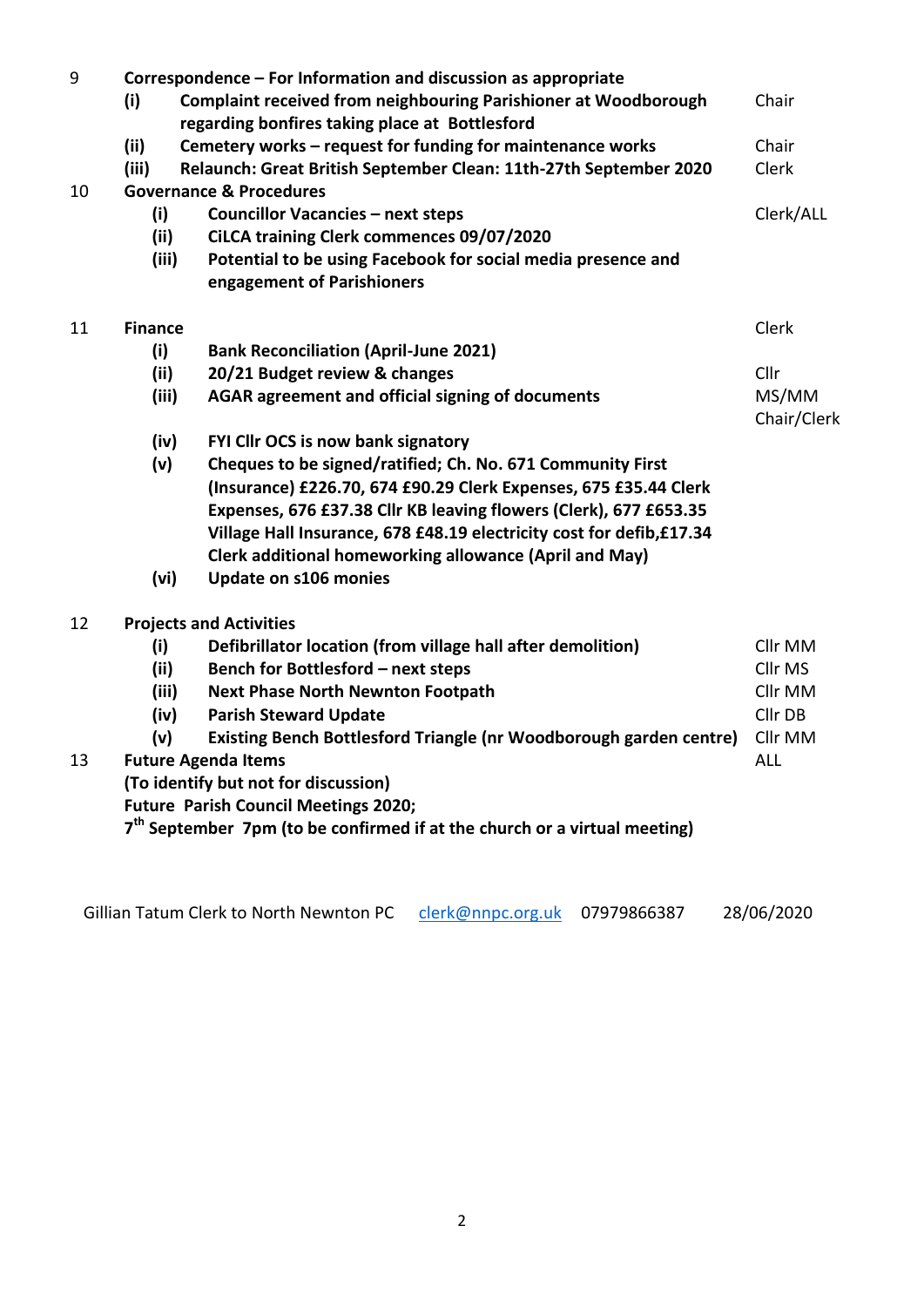| | | | |
|---|---|---|---|
| 9 | **Correspondence – For Information and discussion as appropriate** | | |
| | **(i)** | **Complaint received from neighbouring Parishioner at Woodborough regarding bonfires taking place at Bottlesford** | Chair |
| | **(ii)** | **Cemetery works – request for funding for maintenance works** | Chair |
| | **(iii)** | **Relaunch: Great British September Clean: 11th-27th September 2020** | Clerk |
| 10 | **Governance & Procedures** | | |
| | **(i)** | **Councillor Vacancies – next steps** | Clerk/ALL |
| | **(ii)** | **CiLCA training Clerk commences 09/07/2020** | |
| | **(iii)** | **Potential to be using Facebook for social media presence and engagement of Parishioners** | |
| 11 | **Finance** | | Clerk |
| | **(i)** | **Bank Reconciliation (April-June 2021)** | |
| | **(ii)** | **20/21 Budget review & changes** | Cllr MS/MM |
| | **(iii)** | **AGAR agreement and official signing of documents** | Chair/Clerk |
| | **(iv)** | **FYI Cllr OCS is now bank signatory** | |
| | **(v)** | **Cheques to be signed/ratified; Ch. No. 671 Community First (Insurance) £226.70, 674 £90.29 Clerk Expenses, 675 £35.44 Clerk Expenses, 676 £37.38 Cllr KB leaving flowers (Clerk), 677 £653.35 Village Hall Insurance, 678 £48.19 electricity cost for defib,£17.34 Clerk additional homeworking allowance (April and May)** | |
| | **(vi)** | **Update on s106 monies** | |
| 12 | **Projects and Activities** | | |
| | **(i)** | **Defibrillator location (from village hall after demolition)** | Cllr MM |
| | **(ii)** | **Bench for Bottlesford – next steps** | Cllr MS |
| | **(iii)** | **Next Phase North Newnton Footpath** | Cllr MM |
| | **(iv)** | **Parish Steward Update** | Cllr DB |
| | **(v)** | **Existing Bench Bottlesford Triangle (nr Woodborough garden centre)** | Cllr MM |
| 13 | **Future Agenda Items** | | ALL |

**(To identify but not for discussion)**

**Future Parish Council Meetings 2020;**

**7th September 7pm (to be confirmed if at the church or a virtual meeting)**

Gillian Tatum Clerk to North Newnton PC clerk@nnpc.org.uk 07979866387 28/06/2020